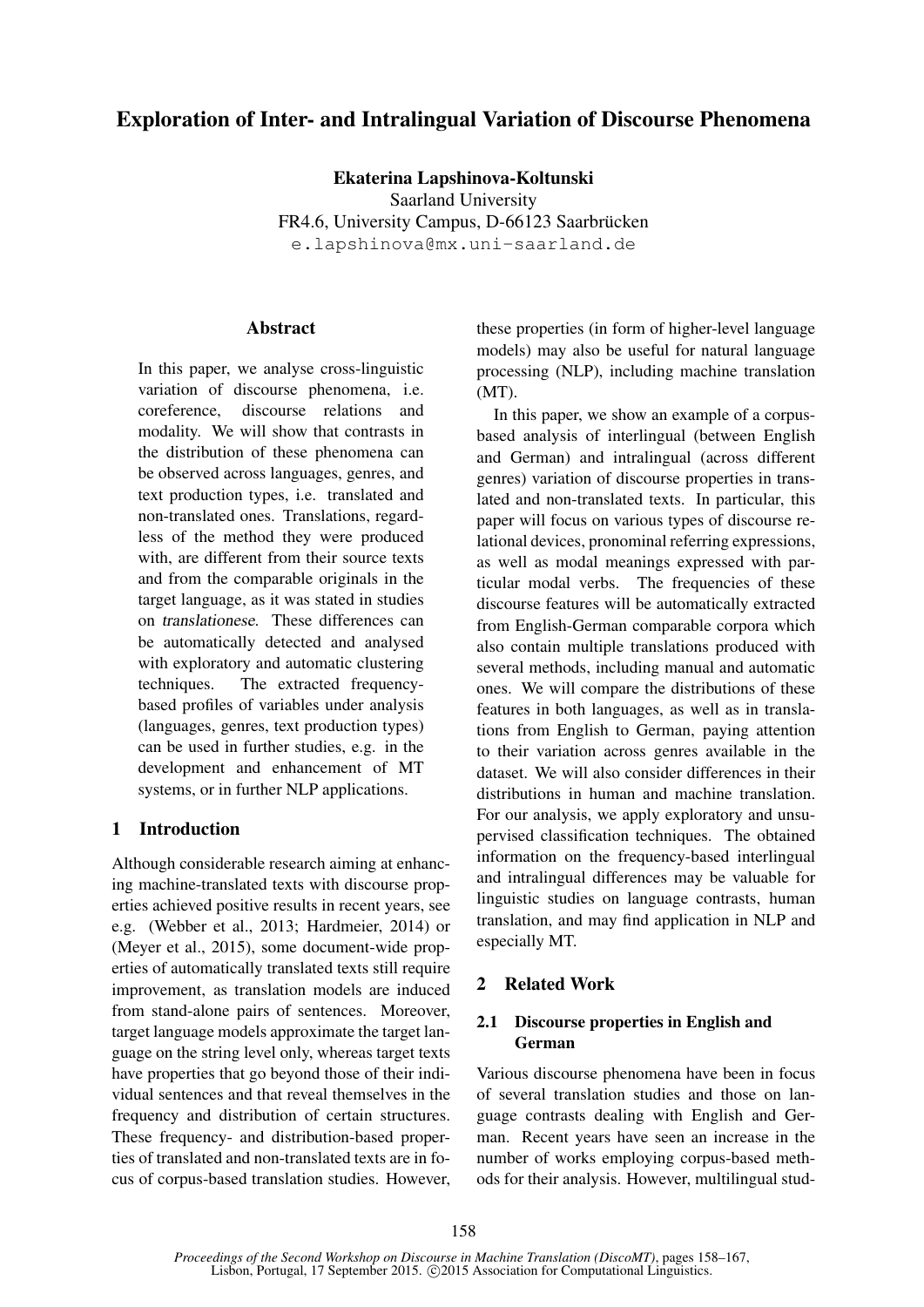# Exploration of Inter- and Intralingual Variation of Discourse Phenomena

**Ekaterina Lapshinova-Koltunski**
Saarland University
FR4.6, University Campus, D-66123 Saarbrücken
e.lapshinova@mx.uni-saarland.de

## Abstract

In this paper, we analyse cross-linguistic variation of discourse phenomena, i.e. coreference, discourse relations and modality. We will show that contrasts in the distribution of these phenomena can be observed across languages, genres, and text production types, i.e. translated and non-translated ones. Translations, regardless of the method they were produced with, are different from their source texts and from the comparable originals in the target language, as it was stated in studies on *translationese*. These differences can be automatically detected and analysed with exploratory and automatic clustering techniques. The extracted frequency-based profiles of variables under analysis (languages, genres, text production types) can be used in further studies, e.g. in the development and enhancement of MT systems, or in further NLP applications.

## 1 Introduction

Although considerable research aiming at enhancing machine-translated texts with discourse properties achieved positive results in recent years, see e.g. (Webber et al., 2013; Hardmeier, 2014) or (Meyer et al., 2015), some document-wide properties of automatically translated texts still require improvement, as translation models are induced from stand-alone pairs of sentences. Moreover, target language models approximate the target language on the string level only, whereas target texts have properties that go beyond those of their individual sentences and that reveal themselves in the frequency and distribution of certain structures. These frequency- and distribution-based properties of translated and non-translated texts are in focus of corpus-based translation studies. However, these properties (in form of higher-level language models) may also be useful for natural language processing (NLP), including machine translation (MT).

In this paper, we show an example of a corpus-based analysis of interlingual (between English and German) and intralingual (across different genres) variation of discourse properties in translated and non-translated texts. In particular, this paper will focus on various types of discourse relational devices, pronominal referring expressions, as well as modal meanings expressed with particular modal verbs. The frequencies of these discourse features will be automatically extracted from English-German comparable corpora which also contain multiple translations produced with several methods, including manual and automatic ones. We will compare the distributions of these features in both languages, as well as in translations from English to German, paying attention to their variation across genres available in the dataset. We will also consider differences in their distributions in human and machine translation. For our analysis, we apply exploratory and unsupervised classification techniques. The obtained information on the frequency-based interlingual and intralingual differences may be valuable for linguistic studies on language contrasts, human translation, and may find application in NLP and especially MT.

## 2 Related Work

### 2.1 Discourse properties in English and German

Various discourse phenomena have been in focus of several translation studies and those on language contrasts dealing with English and German. Recent years have seen an increase in the number of works employing corpus-based methods for their analysis. However, multilingual stud-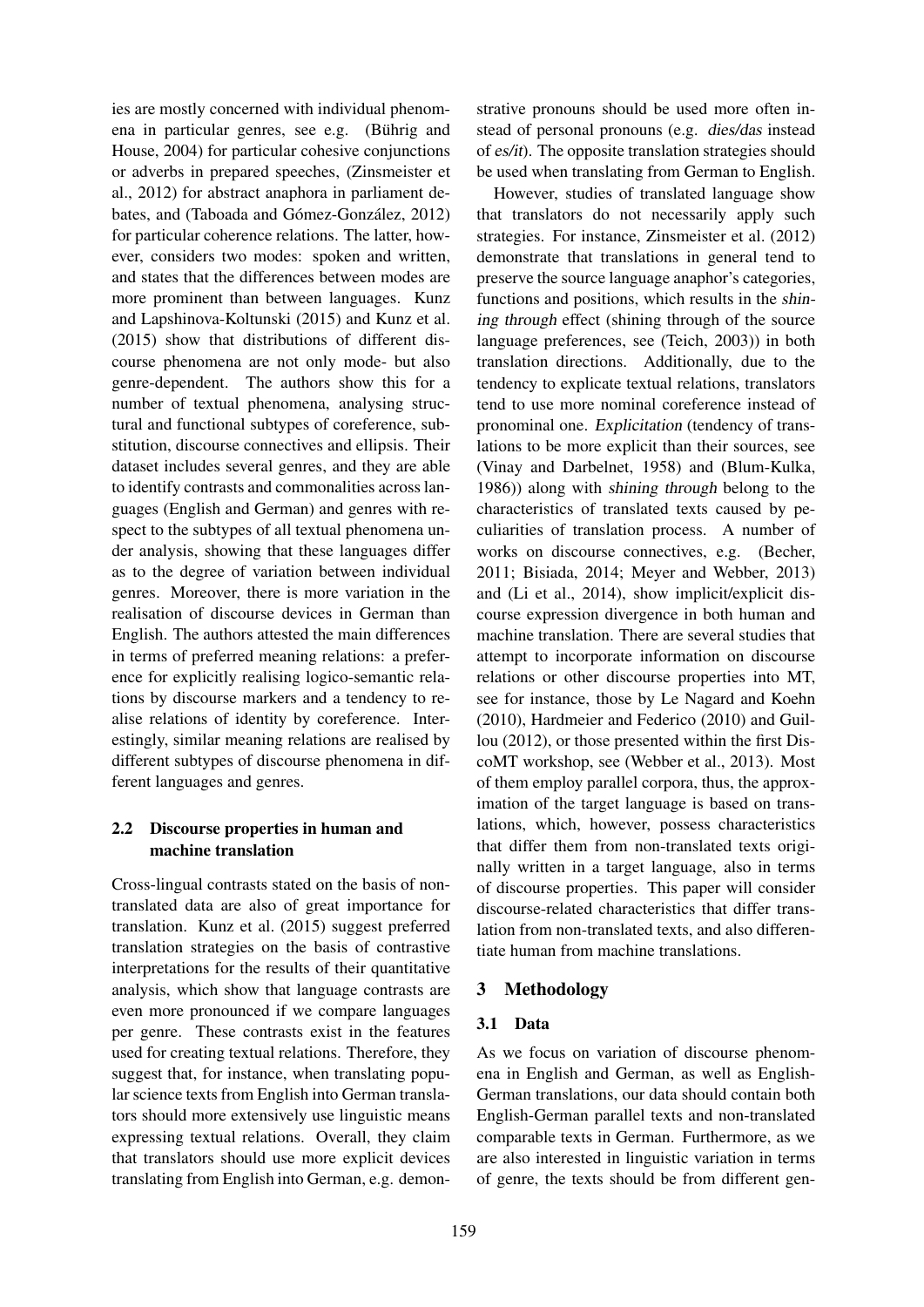ies are mostly concerned with individual phenomena in particular genres, see e.g. (Bührig and House, 2004) for particular cohesive conjunctions or adverbs in prepared speeches, (Zinsmeister et al., 2012) for abstract anaphora in parliament debates, and (Taboada and Gómez-González, 2012) for particular coherence relations. The latter, however, considers two modes: spoken and written, and states that the differences between modes are more prominent than between languages. Kunz and Lapshinova-Koltunski (2015) and Kunz et al. (2015) show that distributions of different discourse phenomena are not only mode- but also genre-dependent. The authors show this for a number of textual phenomena, analysing structural and functional subtypes of coreference, substitution, discourse connectives and ellipsis. Their dataset includes several genres, and they are able to identify contrasts and commonalities across languages (English and German) and genres with respect to the subtypes of all textual phenomena under analysis, showing that these languages differ as to the degree of variation between individual genres. Moreover, there is more variation in the realisation of discourse devices in German than English. The authors attested the main differences in terms of preferred meaning relations: a preference for explicitly realising logico-semantic relations by discourse markers and a tendency to realise relations of identity by coreference. Interestingly, similar meaning relations are realised by different subtypes of discourse phenomena in different languages and genres.

## 2.2 Discourse properties in human and machine translation

Cross-lingual contrasts stated on the basis of non-translated data are also of great importance for translation. Kunz et al. (2015) suggest preferred translation strategies on the basis of contrastive interpretations for the results of their quantitative analysis, which show that language contrasts are even more pronounced if we compare languages per genre. These contrasts exist in the features used for creating textual relations. Therefore, they suggest that, for instance, when translating popular science texts from English into German translators should more extensively use linguistic means expressing textual relations. Overall, they claim that translators should use more explicit devices translating from English into German, e.g. demonstrative pronouns should be used more often instead of personal pronouns (e.g. *dies/das* instead of *es/it*). The opposite translation strategies should be used when translating from German to English.

However, studies of translated language show that translators do not necessarily apply such strategies. For instance, Zinsmeister et al. (2012) demonstrate that translations in general tend to preserve the source language anaphor's categories, functions and positions, which results in the *shining through* effect (shining through of the source language preferences, see (Teich, 2003)) in both translation directions. Additionally, due to the tendency to explicate textual relations, translators tend to use more nominal coreference instead of pronominal one. *Explicitation* (tendency of translations to be more explicit than their sources, see (Vinay and Darbelnet, 1958) and (Blum-Kulka, 1986)) along with *shining through* belong to the characteristics of translated texts caused by peculiarities of translation process. A number of works on discourse connectives, e.g. (Becher, 2011; Bisiada, 2014; Meyer and Webber, 2013) and (Li et al., 2014), show implicit/explicit discourse expression divergence in both human and machine translation. There are several studies that attempt to incorporate information on discourse relations or other discourse properties into MT, see for instance, those by Le Nagard and Koehn (2010), Hardmeier and Federico (2010) and Guillou (2012), or those presented within the first DiscoMT workshop, see (Webber et al., 2013). Most of them employ parallel corpora, thus, the approximation of the target language is based on translations, which, however, possess characteristics that differ them from non-translated texts originally written in a target language, also in terms of discourse properties. This paper will consider discourse-related characteristics that differ translation from non-translated texts, and also differentiate human from machine translations.

# 3 Methodology

## 3.1 Data

As we focus on variation of discourse phenomena in English and German, as well as English-German translations, our data should contain both English-German parallel texts and non-translated comparable texts in German. Furthermore, as we are also interested in linguistic variation in terms of genre, the texts should be from different gen-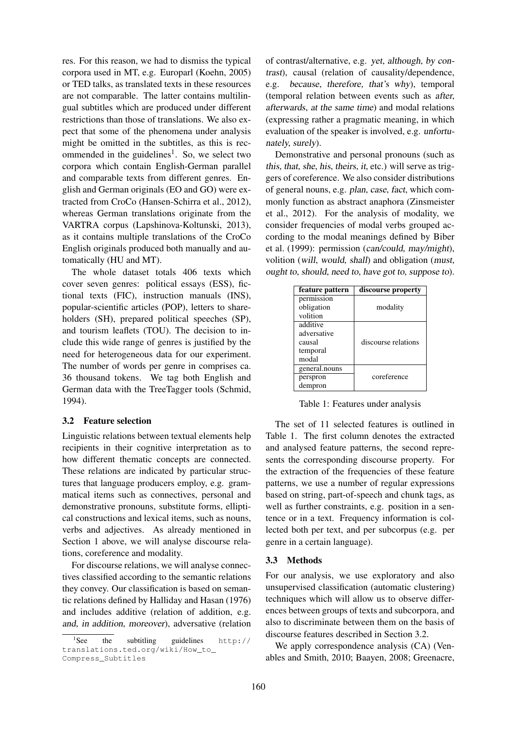res. For this reason, we had to dismiss the typical corpora used in MT, e.g. Europarl (Koehn, 2005) or TED talks, as translated texts in these resources are not comparable. The latter contains multilingual subtitles which are produced under different restrictions than those of translations. We also expect that some of the phenomena under analysis might be omitted in the subtitles, as this is recommended in the guidelines[1]. So, we select two corpora which contain English-German parallel and comparable texts from different genres. English and German originals (EO and GO) were extracted from CroCo (Hansen-Schirra et al., 2012), whereas German translations originate from the VARTRA corpus (Lapshinova-Koltunski, 2013), as it contains multiple translations of the CroCo English originals produced both manually and automatically (HU and MT).

The whole dataset totals 406 texts which cover seven genres: political essays (ESS), fictional texts (FIC), instruction manuals (INS), popular-scientific articles (POP), letters to shareholders (SH), prepared political speeches (SP), and tourism leaflets (TOU). The decision to include this wide range of genres is justified by the need for heterogeneous data for our experiment. The number of words per genre in comprises ca. 36 thousand tokens. We tag both English and German data with the TreeTagger tools (Schmid, 1994).

### 3.2 Feature selection

Linguistic relations between textual elements help recipients in their cognitive interpretation as to how different thematic concepts are connected. These relations are indicated by particular structures that language producers employ, e.g. grammatical items such as connectives, personal and demonstrative pronouns, substitute forms, elliptical constructions and lexical items, such as nouns, verbs and adjectives. As already mentioned in Section 1 above, we will analyse discourse relations, coreference and modality.

For discourse relations, we will analyse connectives classified according to the semantic relations they convey. Our classification is based on semantic relations defined by Halliday and Hasan (1976) and includes additive (relation of addition, e.g. *and, in addition, moreover*), adversative (relation of contrast/alternative, e.g. *yet, although, by contrast*), causal (relation of causality/dependence, e.g. *because, therefore, that's why*), temporal (temporal relation between events such as *after, afterwards, at the same time*) and modal relations (expressing rather a pragmatic meaning, in which evaluation of the speaker is involved, e.g. *unfortunately, surely*).

Demonstrative and personal pronouns (such as *this, that, she, his, theirs, it*, etc.) will serve as triggers of coreference. We also consider distributions of general nouns, e.g. *plan, case, fact*, which commonly function as abstract anaphora (Zinsmeister et al., 2012). For the analysis of modality, we consider frequencies of modal verbs grouped according to the modal meanings defined by Biber et al. (1999): permission (*can/could, may/might*), volition (*will, would, shall*) and obligation (*must, ought to, should, need to, have got to, suppose to*).

| feature pattern | discourse property |
|---|---|
| permission<br>obligation<br>volition | modality |
| additive<br>adversative<br>causal<br>temporal<br>modal | discourse relations |
| general.nouns<br>perspron<br>dempron | coreference |

Table 1: Features under analysis

The set of 11 selected features is outlined in Table 1. The first column denotes the extracted and analysed feature patterns, the second represents the corresponding discourse property. For the extraction of the frequencies of these feature patterns, we use a number of regular expressions based on string, part-of-speech and chunk tags, as well as further constraints, e.g. position in a sentence or in a text. Frequency information is collected both per text, and per subcorpus (e.g. per genre in a certain language).

### 3.3 Methods

For our analysis, we use exploratory and also unsupervised classification (automatic clustering) techniques which will allow us to observe differences between groups of texts and subcorpora, and also to discriminate between them on the basis of discourse features described in Section 3.2.

We apply correspondence analysis (CA) (Venables and Smith, 2010; Baayen, 2008; Greenacre,

[1] See the subtitling guidelines http://translations.ted.org/wiki/How_to_Compress_Subtitles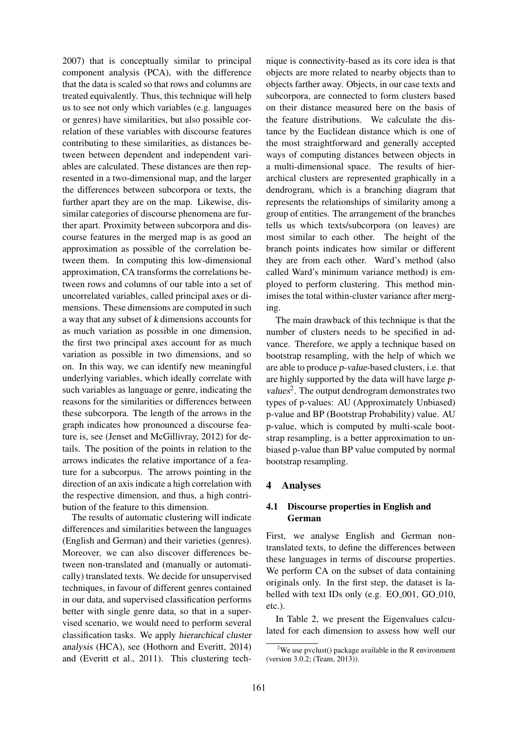2007) that is conceptually similar to principal component analysis (PCA), with the difference that the data is scaled so that rows and columns are treated equivalently. Thus, this technique will help us to see not only which variables (e.g. languages or genres) have similarities, but also possible correlation of these variables with discourse features contributing to these similarities, as distances between between dependent and independent variables are calculated. These distances are then represented in a two-dimensional map, and the larger the differences between subcorpora or texts, the further apart they are on the map. Likewise, dissimilar categories of discourse phenomena are further apart. Proximity between subcorpora and discourse features in the merged map is as good an approximation as possible of the correlation between them. In computing this low-dimensional approximation, CA transforms the correlations between rows and columns of our table into a set of uncorrelated variables, called principal axes or dimensions. These dimensions are computed in such a way that any subset of *k* dimensions accounts for as much variation as possible in one dimension, the first two principal axes account for as much variation as possible in two dimensions, and so on. In this way, we can identify new meaningful underlying variables, which ideally correlate with such variables as language or genre, indicating the reasons for the similarities or differences between these subcorpora. The length of the arrows in the graph indicates how pronounced a discourse feature is, see (Jenset and McGillivray, 2012) for details. The position of the points in relation to the arrows indicates the relative importance of a feature for a subcorpus. The arrows pointing in the direction of an axis indicate a high correlation with the respective dimension, and thus, a high contribution of the feature to this dimension.

The results of automatic clustering will indicate differences and similarities between the languages (English and German) and their varieties (genres). Moreover, we can also discover differences between non-translated and (manually or automatically) translated texts. We decide for unsupervised techniques, in favour of different genres contained in our data, and supervised classification performs better with single genre data, so that in a supervised scenario, we would need to perform several classification tasks. We apply *hierarchical cluster analysis* (HCA), see (Hothorn and Everitt, 2014) and (Everitt et al., 2011). This clustering technique is connectivity-based as its core idea is that objects are more related to nearby objects than to objects farther away. Objects, in our case texts and subcorpora, are connected to form clusters based on their distance measured here on the basis of the feature distributions. We calculate the distance by the Euclidean distance which is one of the most straightforward and generally accepted ways of computing distances between objects in a multi-dimensional space. The results of hierarchical clusters are represented graphically in a dendrogram, which is a branching diagram that represents the relationships of similarity among a group of entities. The arrangement of the branches tells us which texts/subcorpora (on leaves) are most similar to each other. The height of the branch points indicates how similar or different they are from each other. Ward's method (also called Ward's minimum variance method) is employed to perform clustering. This method minimises the total within-cluster variance after merging.

The main drawback of this technique is that the number of clusters needs to be specified in advance. Therefore, we apply a technique based on bootstrap resampling, with the help of which we are able to produce *p-value*-based clusters, i.e. that are highly supported by the data will have large *p-values*[2]. The output dendrogram demonstrates two types of p-values: AU (Approximately Unbiased) p-value and BP (Bootstrap Probability) value. AU p-value, which is computed by multi-scale bootstrap resampling, is a better approximation to unbiased p-value than BP value computed by normal bootstrap resampling.

## 4 Analyses

### 4.1 Discourse properties in English and German

First, we analyse English and German non-translated texts, to define the differences between these languages in terms of discourse properties. We perform CA on the subset of data containing originals only. In the first step, the dataset is labelled with text IDs only (e.g. EO_001, GO_010, etc.).

In Table 2, we present the Eigenvalues calculated for each dimension to assess how well our

[2] We use pvclust() package available in the R environment (version 3.0.2; (Team, 2013)).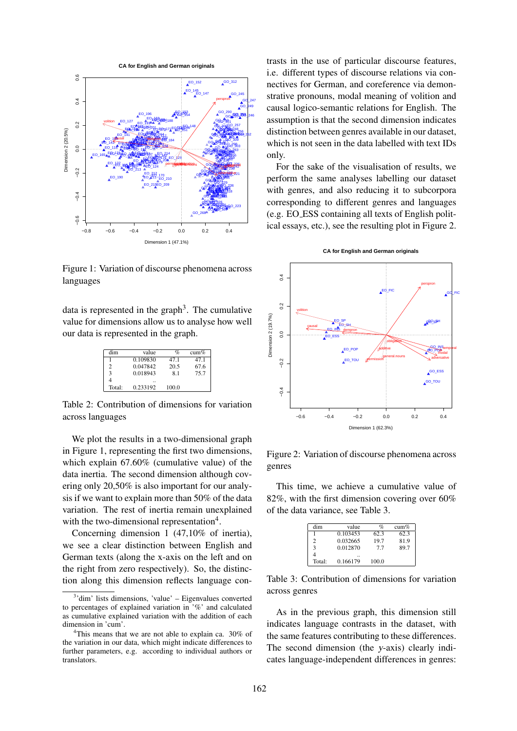Figure 1: Variation of discourse phenomena across languages

data is represented in the graph[3]. The cumulative value for dimensions allow us to analyse how well our data is represented in the graph.

| dim | value | % | cum% |
|---|---|---|---|
| 1 | 0.109830 | 47.1 | 47.1 |
| 2 | 0.047842 | 20.5 | 67.6 |
| 3 | 0.018943 | 8.1 | 75.7 |
| 4 | .. | | |
| Total: | 0.233192 | 100.0 | |

Table 2: Contribution of dimensions for variation across languages

We plot the results in a two-dimensional graph in Figure 1, representing the first two dimensions, which explain 67.60% (cumulative value) of the data inertia. The second dimension although covering only 20,50% is also important for our analysis if we want to explain more than 50% of the data variation. The rest of inertia remain unexplained with the two-dimensional representation[4].

Concerning dimension 1 (47,10% of inertia), we see a clear distinction between English and German texts (along the x-axis on the left and on the right from zero respectively). So, the distinction along this dimension reflects language contrasts in the use of particular discourse features, i.e. different types of discourse relations via connectives for German, and coreference via demonstrative pronouns, modal meaning of volition and causal logico-semantic relations for English. The assumption is that the second dimension indicates distinction between genres available in our dataset, which is not seen in the data labelled with text IDs only.

For the sake of the visualisation of results, we perform the same analyses labelling our dataset with genres, and also reducing it to subcorpora corresponding to different genres and languages (e.g. EO_ESS containing all texts of English political essays, etc.), see the resulting plot in Figure 2.

Figure 2: Variation of discourse phenomena across genres

This time, we achieve a cumulative value of 82%, with the first dimension covering over 60% of the data variance, see Table 3.

| dim | value | % | cum% |
|---|---|---|---|
| 1 | 0.103453 | 62.3 | 62.3 |
| 2 | 0.032665 | 19.7 | 81.9 |
| 3 | 0.012870 | 7.7 | 89.7 |
| 4 | .. | | |
| Total: | 0.166179 | 100.0 | |

Table 3: Contribution of dimensions for variation across genres

As in the previous graph, this dimension still indicates language contrasts in the dataset, with the same features contributing to these differences. The second dimension (the $y$-axis) clearly indicates language-independent differences in genres:

[3] 'dim' lists dimensions, 'value' – Eigenvalues converted to percentages of explained variation in '%' and calculated as cumulative explained variation with the addition of each dimension in 'cum'.

[4] This means that we are not able to explain ca. 30% of the variation in our data, which might indicate differences to further parameters, e.g. according to individual authors or translators.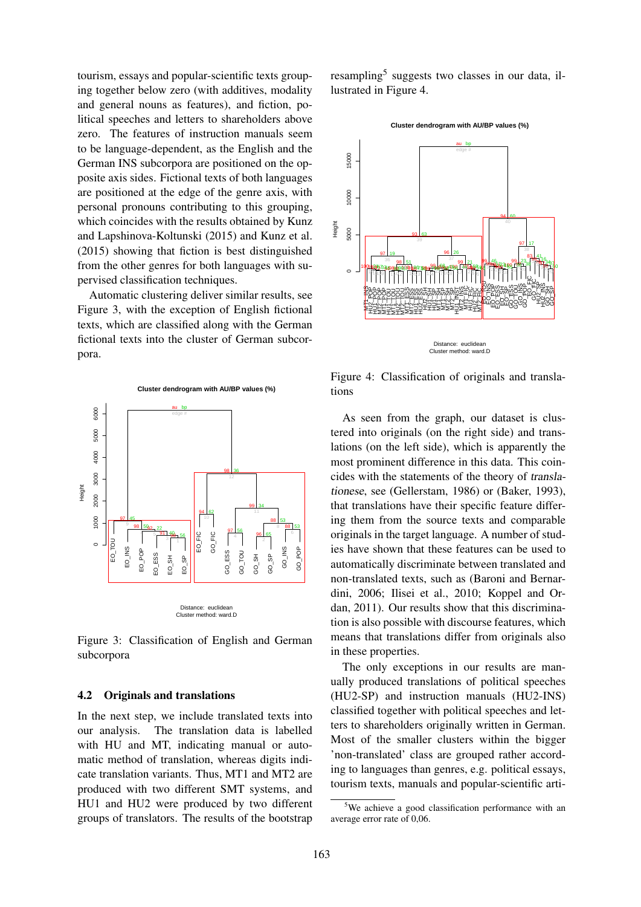tourism, essays and popular-scientific texts grouping together below zero (with additives, modality and general nouns as features), and fiction, political speeches and letters to shareholders above zero. The features of instruction manuals seem to be language-dependent, as the English and the German INS subcorpora are positioned on the opposite axis sides. Fictional texts of both languages are positioned at the edge of the genre axis, with personal pronouns contributing to this grouping, which coincides with the results obtained by Kunz and Lapshinova-Koltunski (2015) and Kunz et al. (2015) showing that fiction is best distinguished from the other genres for both languages with supervised classification techniques.

Automatic clustering deliver similar results, see Figure 3, with the exception of English fictional texts, which are classified along with the German fictional texts into the cluster of German subcorpora.

Figure 3: Classification of English and German subcorpora

## 4.2 Originals and translations

In the next step, we include translated texts into our analysis. The translation data is labelled with HU and MT, indicating manual or automatic method of translation, whereas digits indicate translation variants. Thus, MT1 and MT2 are produced with two different SMT systems, and HU1 and HU2 were produced by two different groups of translators. The results of the bootstrap resampling[5] suggests two classes in our data, illustrated in Figure 4.

Figure 4: Classification of originals and translations

As seen from the graph, our dataset is clustered into originals (on the right side) and translations (on the left side), which is apparently the most prominent difference in this data. This coincides with the statements of the theory of *translationese*, see (Gellerstam, 1986) or (Baker, 1993), that translations have their specific feature differing them from the source texts and comparable originals in the target language. A number of studies have shown that these features can be used to automatically discriminate between translated and non-translated texts, such as (Baroni and Bernardini, 2006; Ilisei et al., 2010; Koppel and Ordan, 2011). Our results show that this discrimination is also possible with discourse features, which means that translations differ from originals also in these properties.

The only exceptions in our results are manually produced translations of political speeches (HU2-SP) and instruction manuals (HU2-INS) classified together with political speeches and letters to shareholders originally written in German. Most of the smaller clusters within the bigger 'non-translated' class are grouped rather according to languages than genres, e.g. political essays, tourism texts, manuals and popular-scientific arti-

[5] We achieve a good classification performance with an average error rate of 0,06.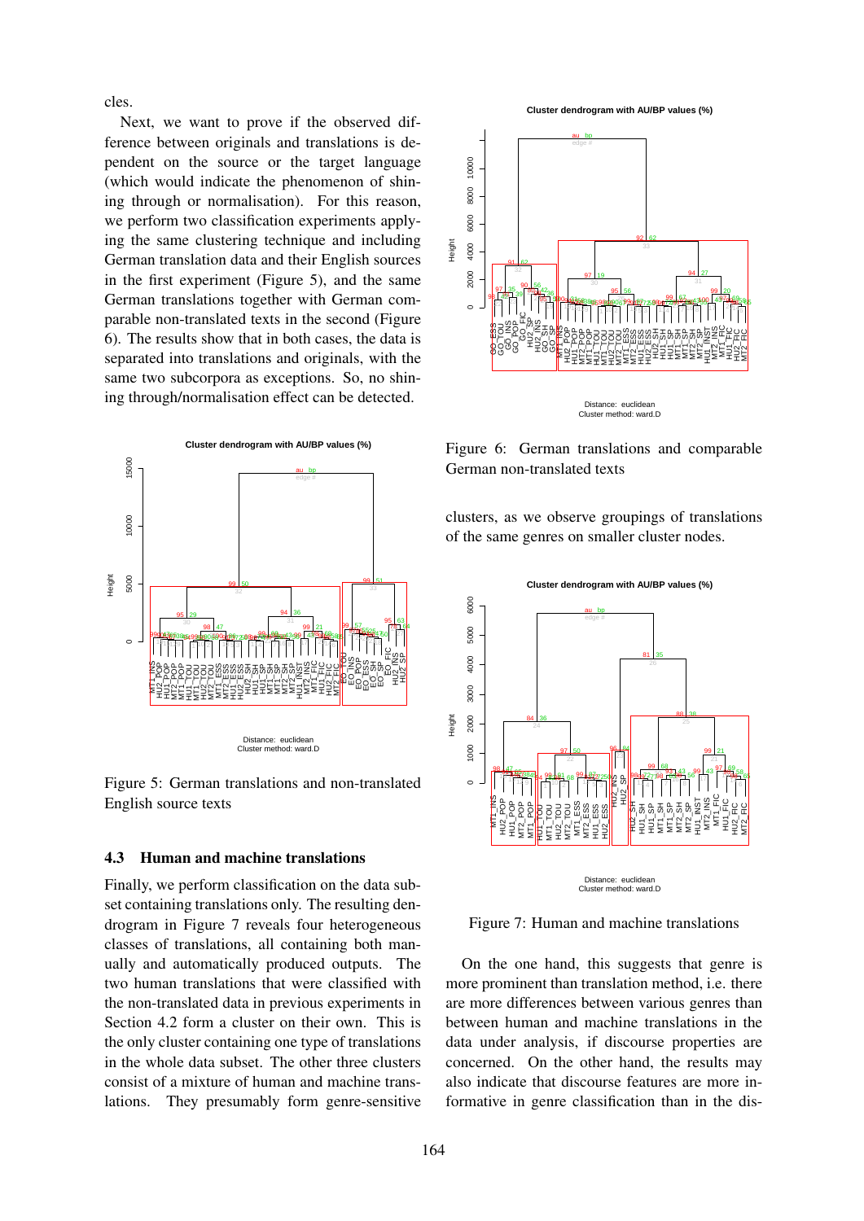cles.

Next, we want to prove if the observed difference between originals and translations is dependent on the source or the target language (which would indicate the phenomenon of shining through or normalisation). For this reason, we perform two classification experiments applying the same clustering technique and including German translation data and their English sources in the first experiment (Figure 5), and the same German translations together with German comparable non-translated texts in the second (Figure 6). The results show that in both cases, the data is separated into translations and originals, with the same two subcorpora as exceptions. So, no shining through/normalisation effect can be detected.

Figure 5: German translations and non-translated English source texts

## 4.3 Human and machine translations

Finally, we perform classification on the data subset containing translations only. The resulting dendrogram in Figure 7 reveals four heterogeneous classes of translations, all containing both manually and automatically produced outputs. The two human translations that were classified with the non-translated data in previous experiments in Section 4.2 form a cluster on their own. This is the only cluster containing one type of translations in the whole data subset. The other three clusters consist of a mixture of human and machine translations. They presumably form genre-sensitive clusters, as we observe groupings of translations of the same genres on smaller cluster nodes.

Figure 6: German translations and comparable German non-translated texts

Figure 7: Human and machine translations

On the one hand, this suggests that genre is more prominent than translation method, i.e. there are more differences between various genres than between human and machine translations in the data under analysis, if discourse properties are concerned. On the other hand, the results may also indicate that discourse features are more informative in genre classification than in the dis-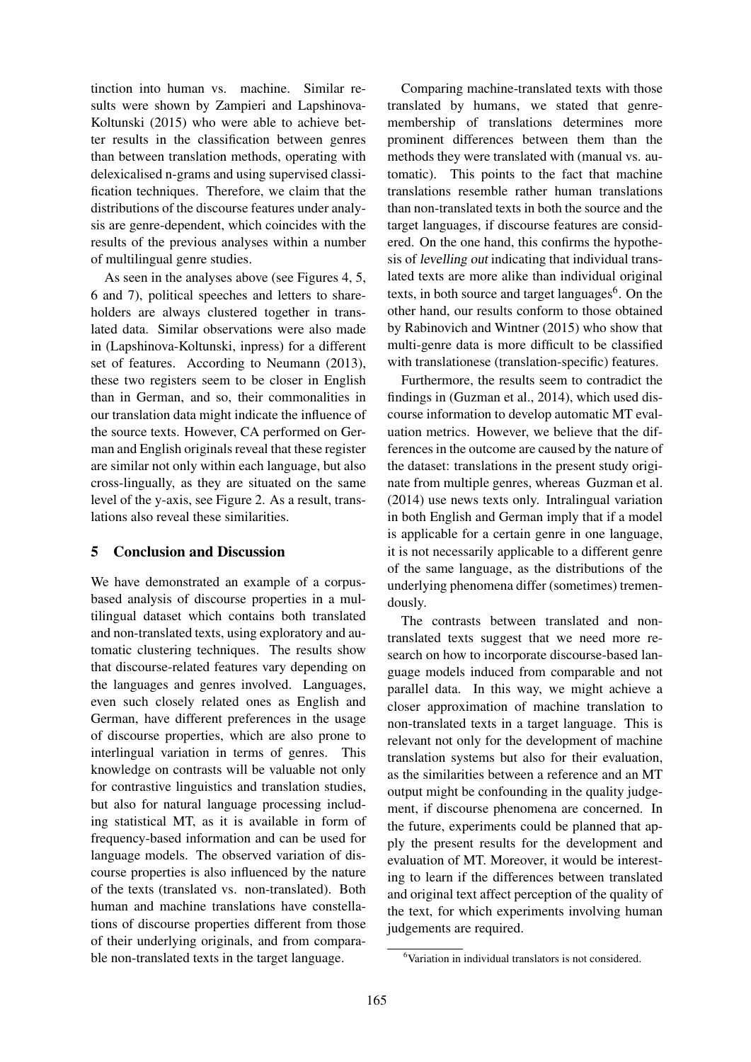tinction into human vs. machine. Similar results were shown by Zampieri and Lapshinova-Koltunski (2015) who were able to achieve better results in the classification between genres than between translation methods, operating with delexicalised n-grams and using supervised classification techniques. Therefore, we claim that the distributions of the discourse features under analysis are genre-dependent, which coincides with the results of the previous analyses within a number of multilingual genre studies.

As seen in the analyses above (see Figures 4, 5, 6 and 7), political speeches and letters to shareholders are always clustered together in translated data. Similar observations were also made in (Lapshinova-Koltunski, inpress) for a different set of features. According to Neumann (2013), these two registers seem to be closer in English than in German, and so, their commonalities in our translation data might indicate the influence of the source texts. However, CA performed on German and English originals reveal that these register are similar not only within each language, but also cross-lingually, as they are situated on the same level of the y-axis, see Figure 2. As a result, translations also reveal these similarities.

## 5 Conclusion and Discussion

We have demonstrated an example of a corpus-based analysis of discourse properties in a multilingual dataset which contains both translated and non-translated texts, using exploratory and automatic clustering techniques. The results show that discourse-related features vary depending on the languages and genres involved. Languages, even such closely related ones as English and German, have different preferences in the usage of discourse properties, which are also prone to interlingual variation in terms of genres. This knowledge on contrasts will be valuable not only for contrastive linguistics and translation studies, but also for natural language processing including statistical MT, as it is available in form of frequency-based information and can be used for language models. The observed variation of discourse properties is also influenced by the nature of the texts (translated vs. non-translated). Both human and machine translations have constellations of discourse properties different from those of their underlying originals, and from comparable non-translated texts in the target language.

Comparing machine-translated texts with those translated by humans, we stated that genre-membership of translations determines more prominent differences between them than the methods they were translated with (manual vs. automatic). This points to the fact that machine translations resemble rather human translations than non-translated texts in both the source and the target languages, if discourse features are considered. On the one hand, this confirms the hypothesis of *levelling out* indicating that individual translated texts are more alike than individual original texts, in both source and target languages[6]. On the other hand, our results conform to those obtained by Rabinovich and Wintner (2015) who show that multi-genre data is more difficult to be classified with translationese (translation-specific) features.

Furthermore, the results seem to contradict the findings in (Guzman et al., 2014), which used discourse information to develop automatic MT evaluation metrics. However, we believe that the differences in the outcome are caused by the nature of the dataset: translations in the present study originate from multiple genres, whereas Guzman et al. (2014) use news texts only. Intralingual variation in both English and German imply that if a model is applicable for a certain genre in one language, it is not necessarily applicable to a different genre of the same language, as the distributions of the underlying phenomena differ (sometimes) tremendously.

The contrasts between translated and non-translated texts suggest that we need more research on how to incorporate discourse-based language models induced from comparable and not parallel data. In this way, we might achieve a closer approximation of machine translation to non-translated texts in a target language. This is relevant not only for the development of machine translation systems but also for their evaluation, as the similarities between a reference and an MT output might be confounding in the quality judgement, if discourse phenomena are concerned. In the future, experiments could be planned that apply the present results for the development and evaluation of MT. Moreover, it would be interesting to learn if the differences between translated and original text affect perception of the quality of the text, for which experiments involving human judgements are required.

[6] Variation in individual translators is not considered.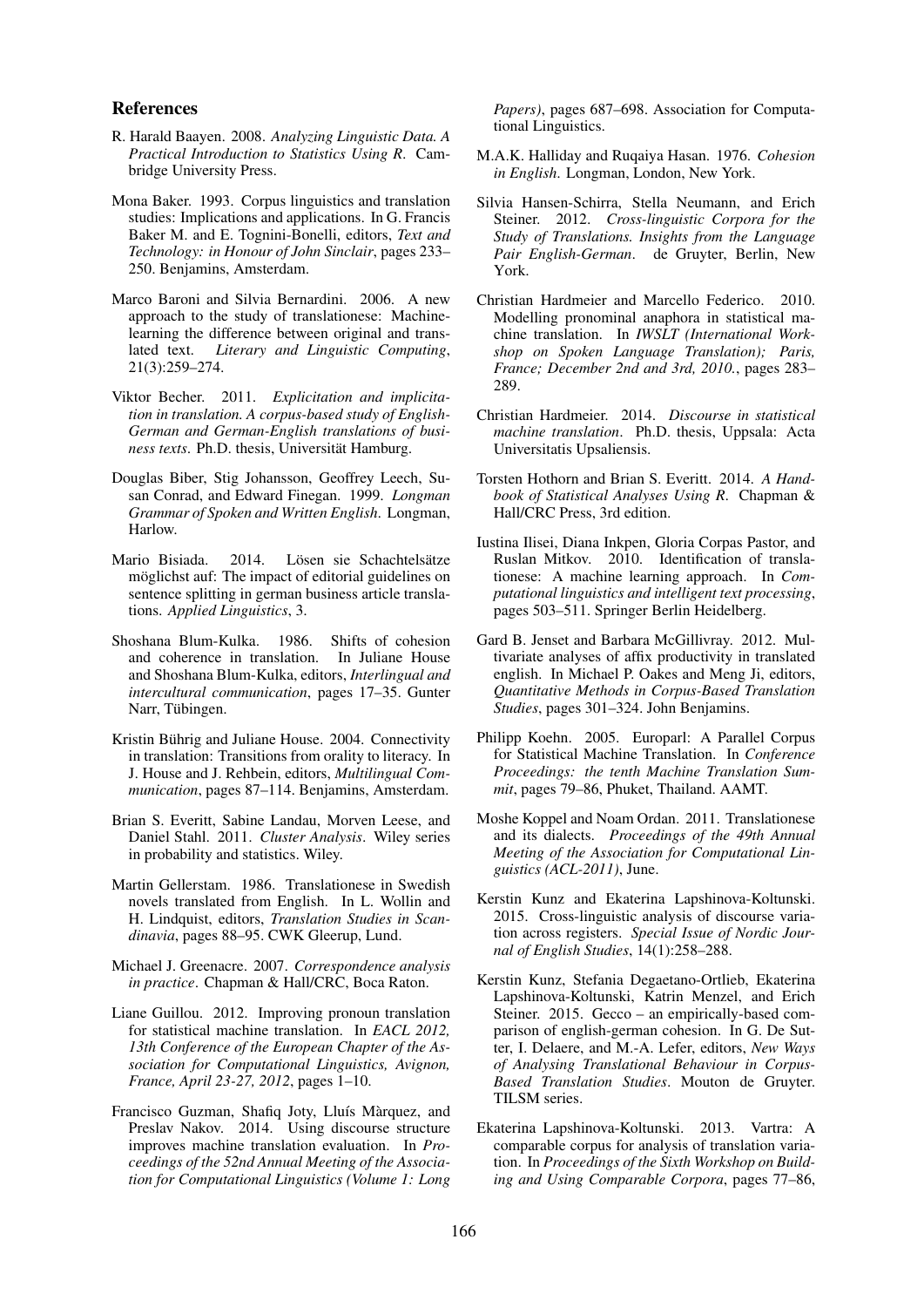## References

R. Harald Baayen. 2008. *Analyzing Linguistic Data. A Practical Introduction to Statistics Using R*. Cambridge University Press.

Mona Baker. 1993. Corpus linguistics and translation studies: Implications and applications. In G. Francis Baker M. and E. Tognini-Bonelli, editors, *Text and Technology: in Honour of John Sinclair*, pages 233–250. Benjamins, Amsterdam.

Marco Baroni and Silvia Bernardini. 2006. A new approach to the study of translationese: Machine-learning the difference between original and translated text. *Literary and Linguistic Computing*, 21(3):259–274.

Viktor Becher. 2011. *Explicitation and implicitation in translation. A corpus-based study of English-German and German-English translations of business texts*. Ph.D. thesis, Universität Hamburg.

Douglas Biber, Stig Johansson, Geoffrey Leech, Susan Conrad, and Edward Finegan. 1999. *Longman Grammar of Spoken and Written English*. Longman, Harlow.

Mario Bisiada. 2014. Lösen sie Schachtelsätze möglichst auf: The impact of editorial guidelines on sentence splitting in german business article translations. *Applied Linguistics*, 3.

Shoshana Blum-Kulka. 1986. Shifts of cohesion and coherence in translation. In Juliane House and Shoshana Blum-Kulka, editors, *Interlingual and intercultural communication*, pages 17–35. Gunter Narr, Tübingen.

Kristin Bührig and Juliane House. 2004. Connectivity in translation: Transitions from orality to literacy. In J. House and J. Rehbein, editors, *Multilingual Communication*, pages 87–114. Benjamins, Amsterdam.

Brian S. Everitt, Sabine Landau, Morven Leese, and Daniel Stahl. 2011. *Cluster Analysis*. Wiley series in probability and statistics. Wiley.

Martin Gellerstam. 1986. Translationese in Swedish novels translated from English. In L. Wollin and H. Lindquist, editors, *Translation Studies in Scandinavia*, pages 88–95. CWK Gleerup, Lund.

Michael J. Greenacre. 2007. *Correspondence analysis in practice*. Chapman & Hall/CRC, Boca Raton.

Liane Guillou. 2012. Improving pronoun translation for statistical machine translation. In *EACL 2012, 13th Conference of the European Chapter of the Association for Computational Linguistics, Avignon, France, April 23-27, 2012*, pages 1–10.

Francisco Guzman, Shafiq Joty, Lluís Màrquez, and Preslav Nakov. 2014. Using discourse structure improves machine translation evaluation. In *Proceedings of the 52nd Annual Meeting of the Association for Computational Linguistics (Volume 1: Long Papers)*, pages 687–698. Association for Computational Linguistics.

M.A.K. Halliday and Ruqaiya Hasan. 1976. *Cohesion in English*. Longman, London, New York.

Silvia Hansen-Schirra, Stella Neumann, and Erich Steiner. 2012. *Cross-linguistic Corpora for the Study of Translations. Insights from the Language Pair English-German*. de Gruyter, Berlin, New York.

Christian Hardmeier and Marcello Federico. 2010. Modelling pronominal anaphora in statistical machine translation. In *IWSLT (International Workshop on Spoken Language Translation); Paris, France; December 2nd and 3rd, 2010.*, pages 283–289.

Christian Hardmeier. 2014. *Discourse in statistical machine translation*. Ph.D. thesis, Uppsala: Acta Universitatis Upsaliensis.

Torsten Hothorn and Brian S. Everitt. 2014. *A Handbook of Statistical Analyses Using R*. Chapman & Hall/CRC Press, 3rd edition.

Iustina Ilisei, Diana Inkpen, Gloria Corpas Pastor, and Ruslan Mitkov. 2010. Identification of translationese: A machine learning approach. In *Computational linguistics and intelligent text processing*, pages 503–511. Springer Berlin Heidelberg.

Gard B. Jenset and Barbara McGillivray. 2012. Multivariate analyses of affix productivity in translated english. In Michael P. Oakes and Meng Ji, editors, *Quantitative Methods in Corpus-Based Translation Studies*, pages 301–324. John Benjamins.

Philipp Koehn. 2005. Europarl: A Parallel Corpus for Statistical Machine Translation. In *Conference Proceedings: the tenth Machine Translation Summit*, pages 79–86, Phuket, Thailand. AAMT.

Moshe Koppel and Noam Ordan. 2011. Translationese and its dialects. *Proceedings of the 49th Annual Meeting of the Association for Computational Linguistics (ACL-2011)*, June.

Kerstin Kunz and Ekaterina Lapshinova-Koltunski. 2015. Cross-linguistic analysis of discourse variation across registers. *Special Issue of Nordic Journal of English Studies*, 14(1):258–288.

Kerstin Kunz, Stefania Degaetano-Ortlieb, Ekaterina Lapshinova-Koltunski, Katrin Menzel, and Erich Steiner. 2015. Gecco – an empirically-based comparison of english-german cohesion. In G. De Sutter, I. Delaere, and M.-A. Lefer, editors, *New Ways of Analysing Translational Behaviour in Corpus-Based Translation Studies*. Mouton de Gruyter. TILSM series.

Ekaterina Lapshinova-Koltunski. 2013. Vartra: A comparable corpus for analysis of translation variation. In *Proceedings of the Sixth Workshop on Building and Using Comparable Corpora*, pages 77–86,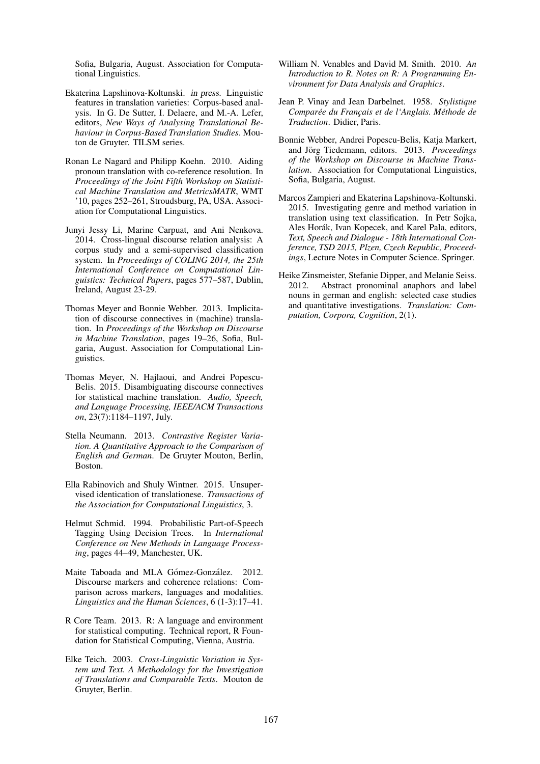Sofia, Bulgaria, August. Association for Computational Linguistics.

Ekaterina Lapshinova-Koltunski. *in press.* Linguistic features in translation varieties: Corpus-based analysis. In G. De Sutter, I. Delaere, and M.-A. Lefer, editors, *New Ways of Analysing Translational Behaviour in Corpus-Based Translation Studies*. Mouton de Gruyter. TILSM series.

Ronan Le Nagard and Philipp Koehn. 2010. Aiding pronoun translation with co-reference resolution. In *Proceedings of the Joint Fifth Workshop on Statistical Machine Translation and MetricsMATR*, WMT '10, pages 252–261, Stroudsburg, PA, USA. Association for Computational Linguistics.

Junyi Jessy Li, Marine Carpuat, and Ani Nenkova. 2014. Cross-lingual discourse relation analysis: A corpus study and a semi-supervised classification system. In *Proceedings of COLING 2014, the 25th International Conference on Computational Linguistics: Technical Papers*, pages 577–587, Dublin, Ireland, August 23-29.

Thomas Meyer and Bonnie Webber. 2013. Implicitation of discourse connectives in (machine) translation. In *Proceedings of the Workshop on Discourse in Machine Translation*, pages 19–26, Sofia, Bulgaria, August. Association for Computational Linguistics.

Thomas Meyer, N. Hajlaoui, and Andrei Popescu-Belis. 2015. Disambiguating discourse connectives for statistical machine translation. *Audio, Speech, and Language Processing, IEEE/ACM Transactions on*, 23(7):1184–1197, July.

Stella Neumann. 2013. *Contrastive Register Variation. A Quantitative Approach to the Comparison of English and German*. De Gruyter Mouton, Berlin, Boston.

Ella Rabinovich and Shuly Wintner. 2015. Unsupervised identication of translationese. *Transactions of the Association for Computational Linguistics*, 3.

Helmut Schmid. 1994. Probabilistic Part-of-Speech Tagging Using Decision Trees. In *International Conference on New Methods in Language Processing*, pages 44–49, Manchester, UK.

Maite Taboada and MLA Gómez-González. 2012. Discourse markers and coherence relations: Comparison across markers, languages and modalities. *Linguistics and the Human Sciences*, 6 (1-3):17–41.

R Core Team. 2013. R: A language and environment for statistical computing. Technical report, R Foundation for Statistical Computing, Vienna, Austria.

Elke Teich. 2003. *Cross-Linguistic Variation in System und Text. A Methodology for the Investigation of Translations and Comparable Texts*. Mouton de Gruyter, Berlin.

William N. Venables and David M. Smith. 2010. *An Introduction to R. Notes on R: A Programming Environment for Data Analysis and Graphics*.

Jean P. Vinay and Jean Darbelnet. 1958. *Stylistique Comparée du Français et de l'Anglais. Méthode de Traduction*. Didier, Paris.

Bonnie Webber, Andrei Popescu-Belis, Katja Markert, and Jörg Tiedemann, editors. 2013. *Proceedings of the Workshop on Discourse in Machine Translation*. Association for Computational Linguistics, Sofia, Bulgaria, August.

Marcos Zampieri and Ekaterina Lapshinova-Koltunski. 2015. Investigating genre and method variation in translation using text classification. In Petr Sojka, Ales Horák, Ivan Kopecek, and Karel Pala, editors, *Text, Speech and Dialogue - 18th International Conference, TSD 2015, Plzen, Czech Republic, Proceedings*, Lecture Notes in Computer Science. Springer.

Heike Zinsmeister, Stefanie Dipper, and Melanie Seiss. 2012. Abstract pronominal anaphors and label nouns in german and english: selected case studies and quantitative investigations. *Translation: Computation, Corpora, Cognition*, 2(1).